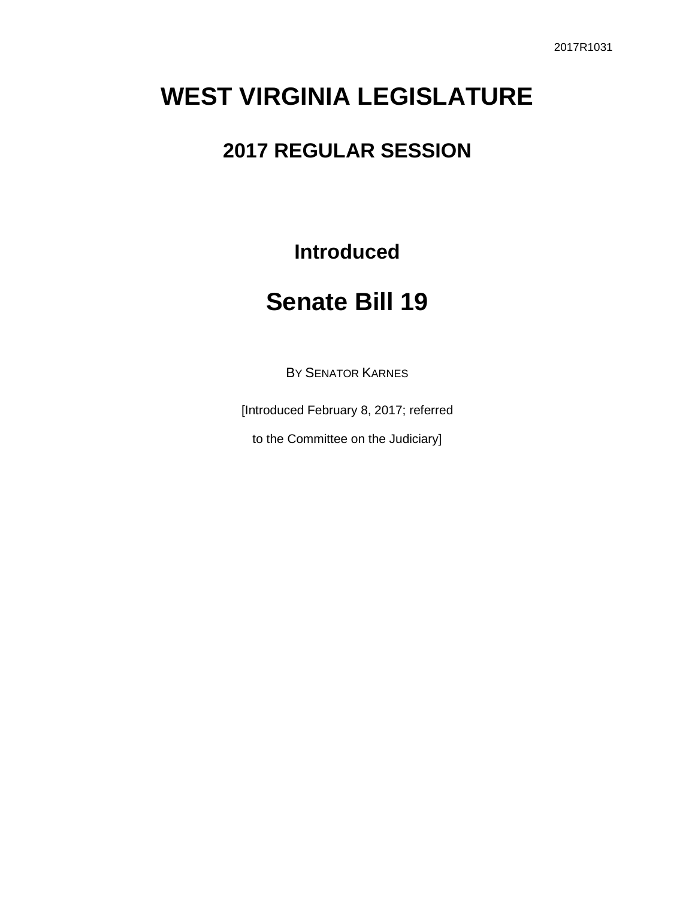2017R1031

# WEST VIRGINIA LEGISLATURE

## 2017 REGULAR SESSION

### Introduced

# Senate Bill 19

BY SENATOR KARNES

[Introduced February 8, 2017; referred

to the Committee on the Judiciary]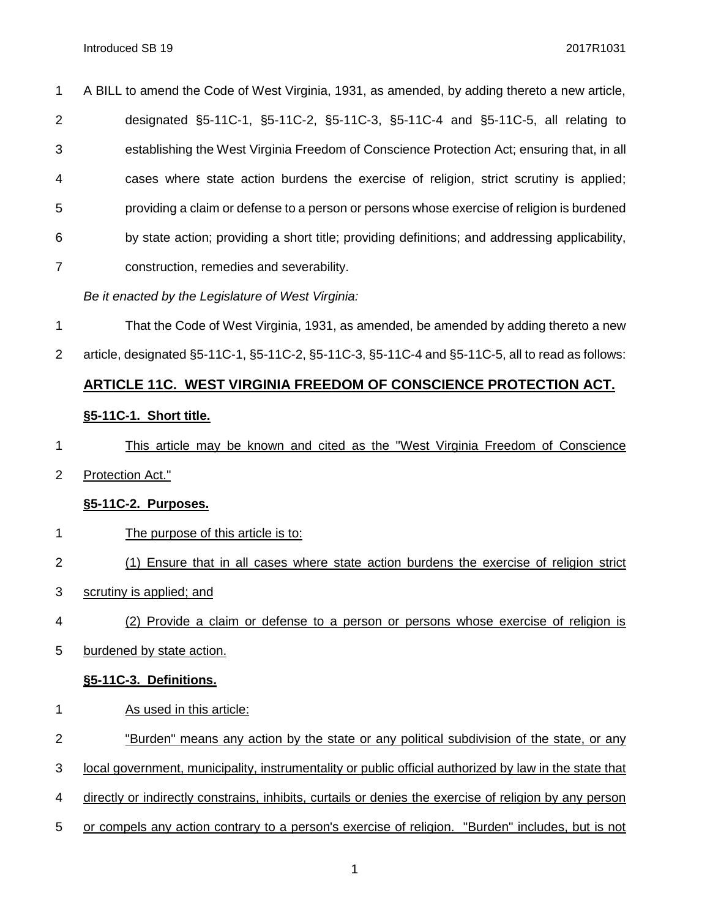A BILL to amend the Code of West Virginia, 1931, as amended, by adding thereto a new article, designated §5-11C-1, §5-11C-2, §5-11C-3, §5-11C-4 and §5-11C-5, all relating to establishing the West Virginia Freedom of Conscience Protection Act; ensuring that, in all cases where state action burdens the exercise of religion, strict scrutiny is applied; providing a claim or defense to a person or persons whose exercise of religion is burdened by state action; providing a short title; providing definitions; and addressing applicability, construction, remedies and severability.

*Be it enacted by the Legislature of West Virginia:*

That the Code of West Virginia, 1931, as amended, be amended by adding thereto a new article, designated §5-11C-1, §5-11C-2, §5-11C-3, §5-11C-4 and §5-11C-5, all to read as follows:

## ARTICLE 11C. WEST VIRGINIA FREEDOM OF CONSCIENCE PROTECTION ACT.

### §5-11C-1. Short title.

This article may be known and cited as the "West Virginia Freedom of Conscience Protection Act."

### §5-11C-2. Purposes.

The purpose of this article is to:

(1) Ensure that in all cases where state action burdens the exercise of religion strict scrutiny is applied; and

(2) Provide a claim or defense to a person or persons whose exercise of religion is burdened by state action.

### §5-11C-3. Definitions.

As used in this article:

"Burden" means any action by the state or any political subdivision of the state, or any local government, municipality, instrumentality or public official authorized by law in the state that directly or indirectly constrains, inhibits, curtails or denies the exercise of religion by any person or compels any action contrary to a person's exercise of religion. "Burden" includes, but is not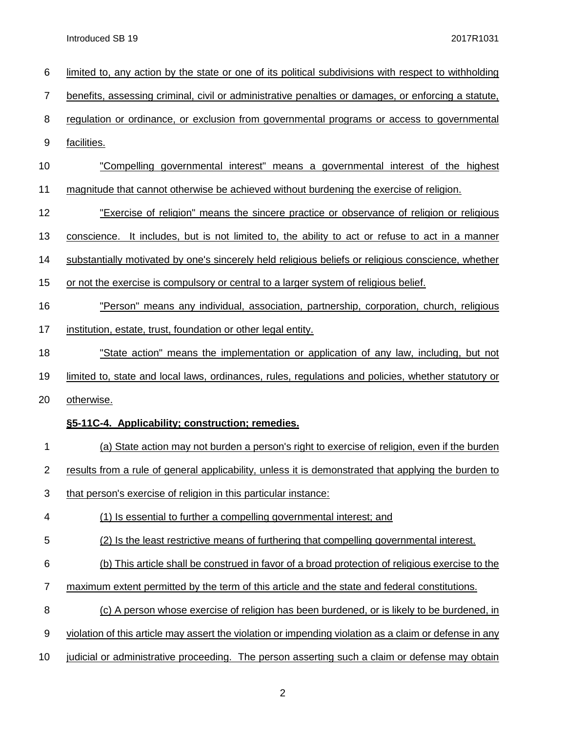limited to, any action by the state or one of its political subdivisions with respect to withholding benefits, assessing criminal, civil or administrative penalties or damages, or enforcing a statute, regulation or ordinance, or exclusion from governmental programs or access to governmental facilities.

"Compelling governmental interest" means a governmental interest of the highest magnitude that cannot otherwise be achieved without burdening the exercise of religion.

"Exercise of religion" means the sincere practice or observance of religion or religious conscience. It includes, but is not limited to, the ability to act or refuse to act in a manner substantially motivated by one's sincerely held religious beliefs or religious conscience, whether or not the exercise is compulsory or central to a larger system of religious belief.

"Person" means any individual, association, partnership, corporation, church, religious institution, estate, trust, foundation or other legal entity.

"State action" means the implementation or application of any law, including, but not limited to, state and local laws, ordinances, rules, regulations and policies, whether statutory or otherwise.

**§5-11C-4. Applicability; construction; remedies.**

(a) State action may not burden a person's right to exercise of religion, even if the burden results from a rule of general applicability, unless it is demonstrated that applying the burden to that person's exercise of religion in this particular instance:

(1) Is essential to further a compelling governmental interest; and

(2) Is the least restrictive means of furthering that compelling governmental interest.

(b) This article shall be construed in favor of a broad protection of religious exercise to the maximum extent permitted by the term of this article and the state and federal constitutions.

(c) A person whose exercise of religion has been burdened, or is likely to be burdened, in violation of this article may assert the violation or impending violation as a claim or defense in any judicial or administrative proceeding. The person asserting such a claim or defense may obtain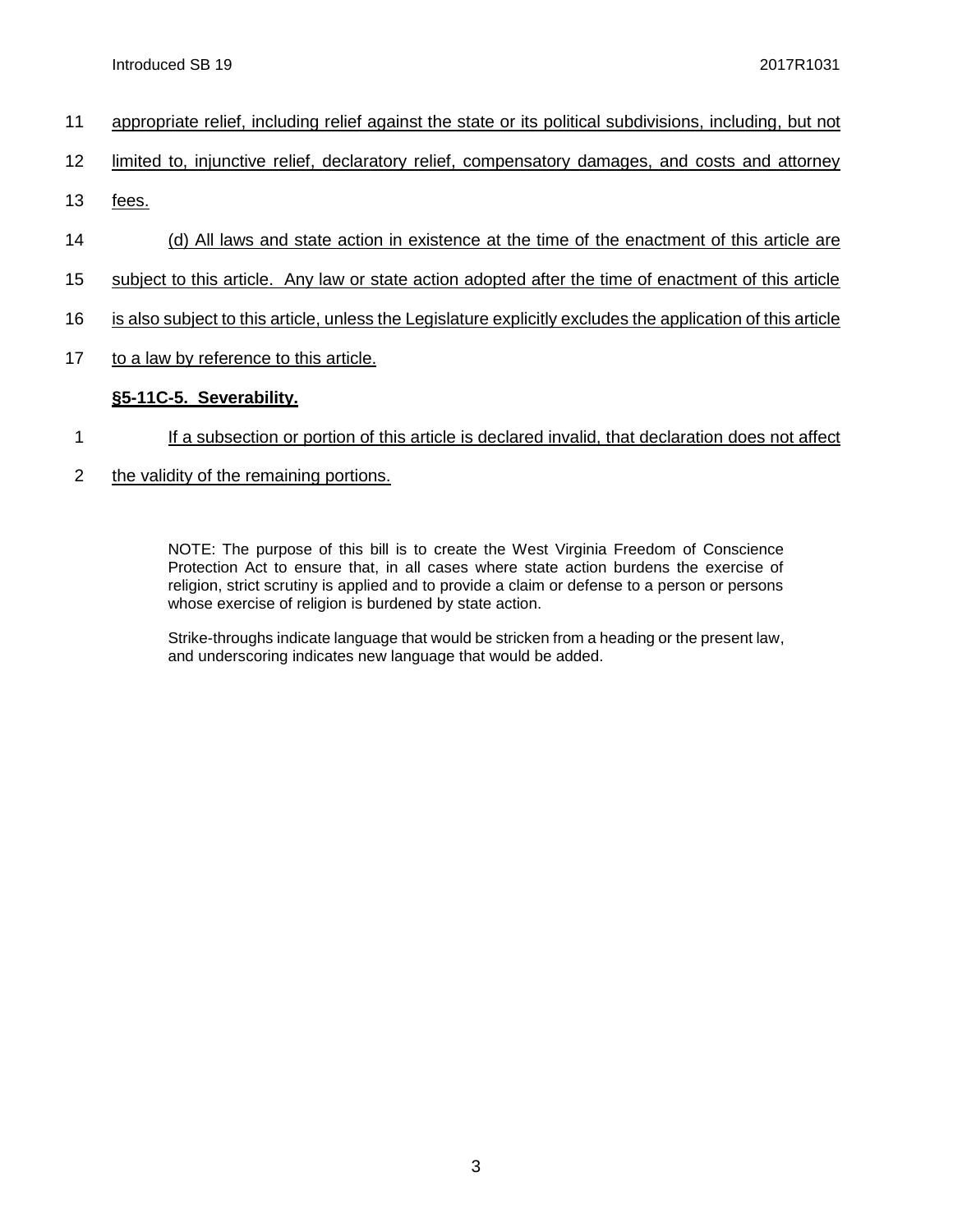appropriate relief, including relief against the state or its political subdivisions, including, but not limited to, injunctive relief, declaratory relief, compensatory damages, and costs and attorney fees.

(d) All laws and state action in existence at the time of the enactment of this article are subject to this article. Any law or state action adopted after the time of enactment of this article is also subject to this article, unless the Legislature explicitly excludes the application of this article to a law by reference to this article.

**§5-11C-5. Severability.**

If a subsection or portion of this article is declared invalid, that declaration does not affect the validity of the remaining portions.

NOTE: The purpose of this bill is to create the West Virginia Freedom of Conscience Protection Act to ensure that, in all cases where state action burdens the exercise of religion, strict scrutiny is applied and to provide a claim or defense to a person or persons whose exercise of religion is burdened by state action.

Strike-throughs indicate language that would be stricken from a heading or the present law, and underscoring indicates new language that would be added.